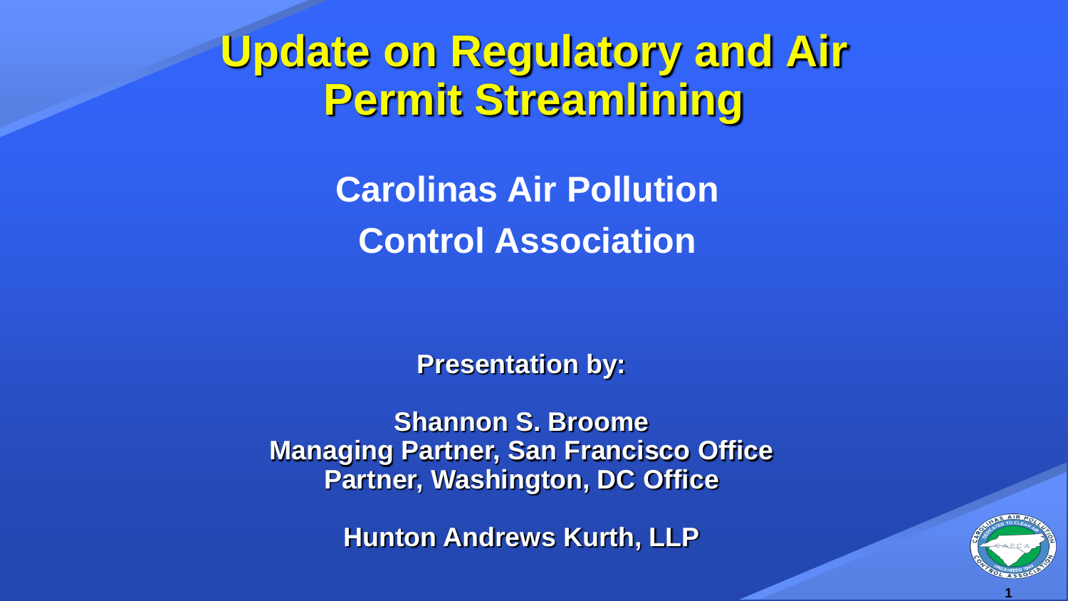# Update on Regulatory and Air Permit Streamlining

## Carolinas Air Pollution Control Association

**Presentation by:**

**Shannon S. Broome**
**Managing Partner, San Francisco Office**
**Partner, Washington, DC Office**

**Hunton Andrews Kurth, LLP**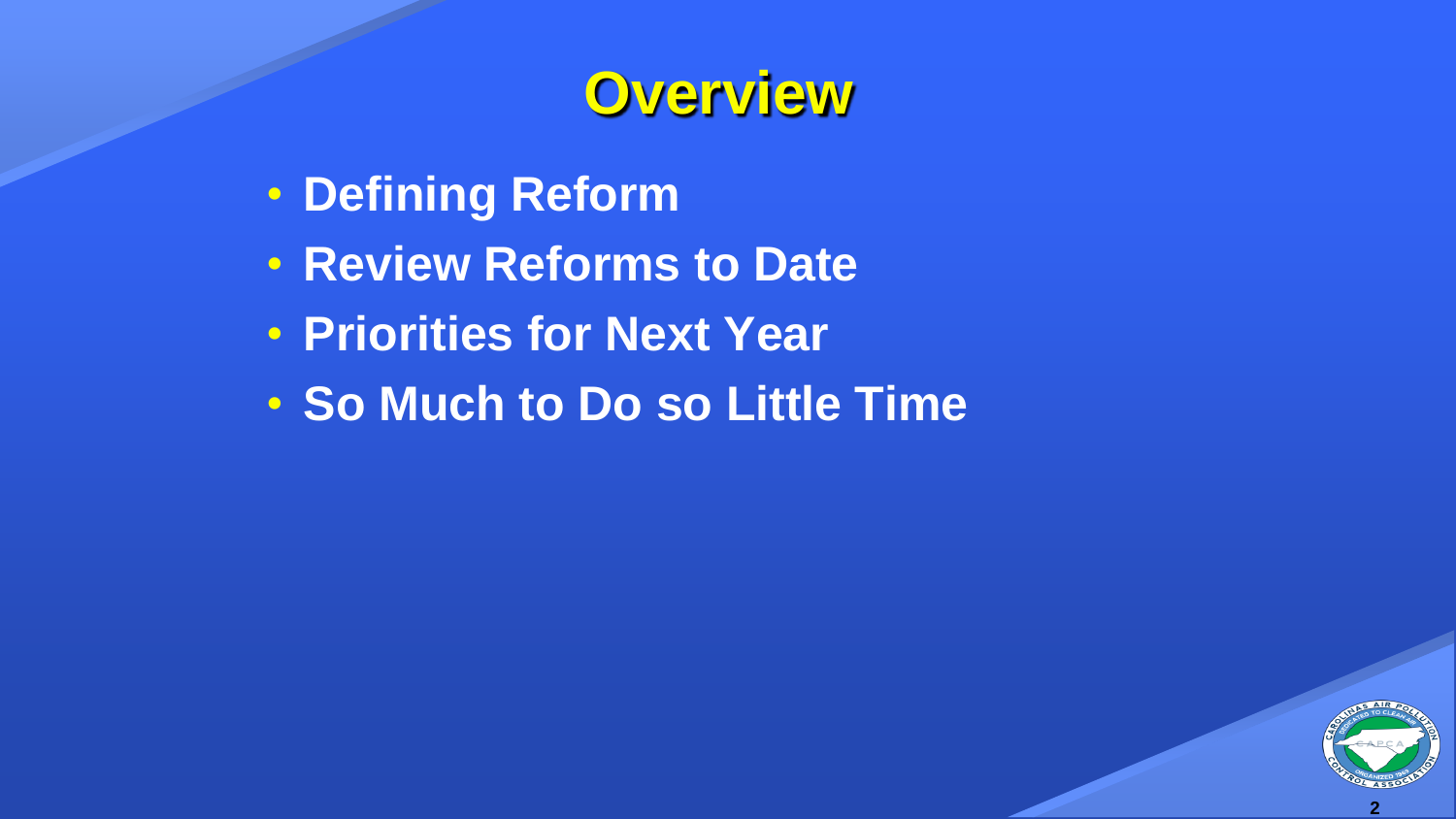# Overview

- Defining Reform
- Review Reforms to Date
- Priorities for Next Year
- So Much to Do so Little Time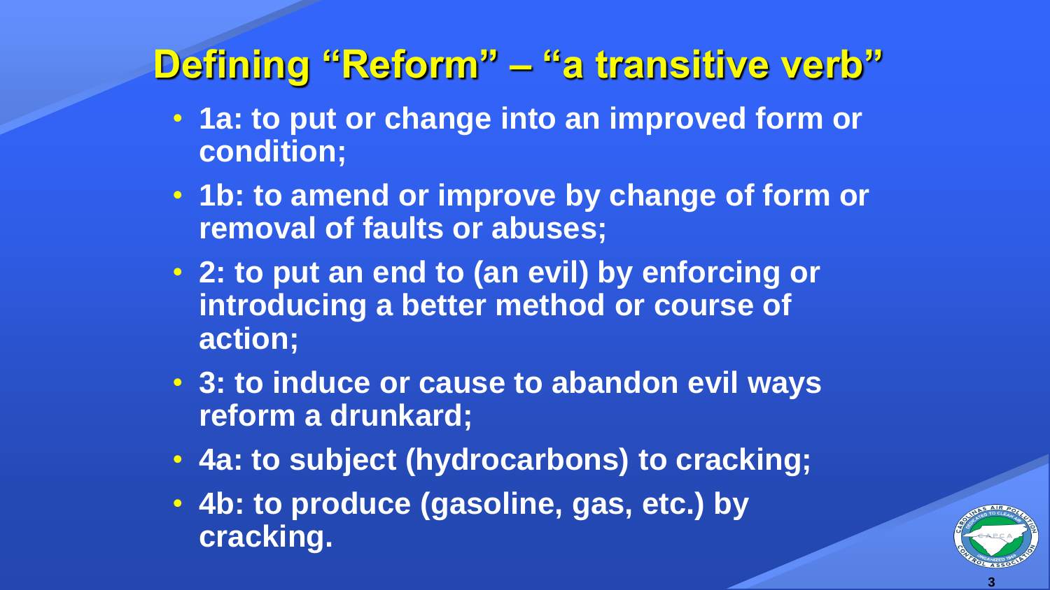# Defining "Reform" – "a transitive verb"

- 1a: to put or change into an improved form or condition;
- 1b: to amend or improve by change of form or removal of faults or abuses;
- 2: to put an end to (an evil) by enforcing or introducing a better method or course of action;
- 3: to induce or cause to abandon evil ways reform a drunkard;
- 4a: to subject (hydrocarbons) to cracking;
- 4b: to produce (gasoline, gas, etc.) by cracking.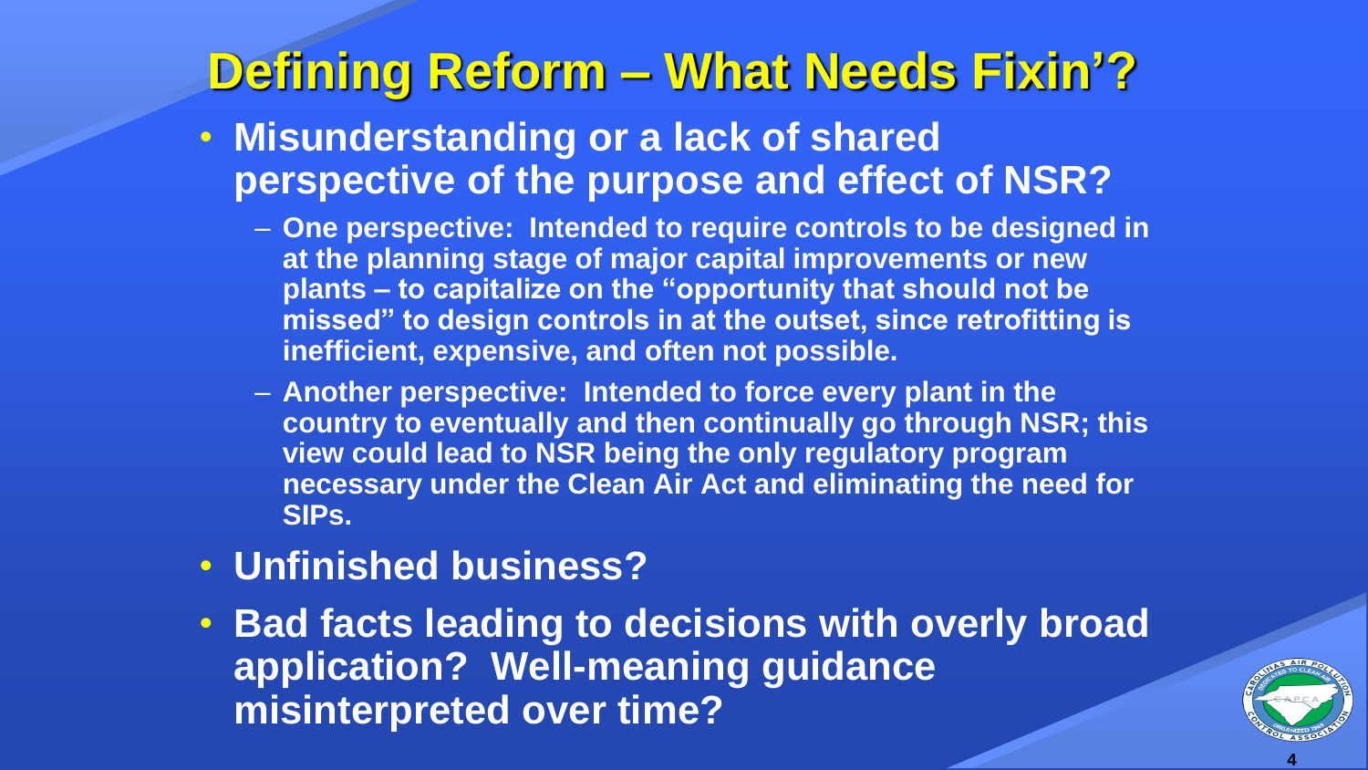# Defining Reform – What Needs Fixin'?

- **Misunderstanding or a lack of shared perspective of the purpose and effect of NSR?**
  - **One perspective: Intended to require controls to be designed in at the planning stage of major capital improvements or new plants – to capitalize on the "opportunity that should not be missed" to design controls in at the outset, since retrofitting is inefficient, expensive, and often not possible.**
  - **Another perspective: Intended to force every plant in the country to eventually and then continually go through NSR; this view could lead to NSR being the only regulatory program necessary under the Clean Air Act and eliminating the need for SIPs.**
- **Unfinished business?**
- **Bad facts leading to decisions with overly broad application? Well-meaning guidance misinterpreted over time?**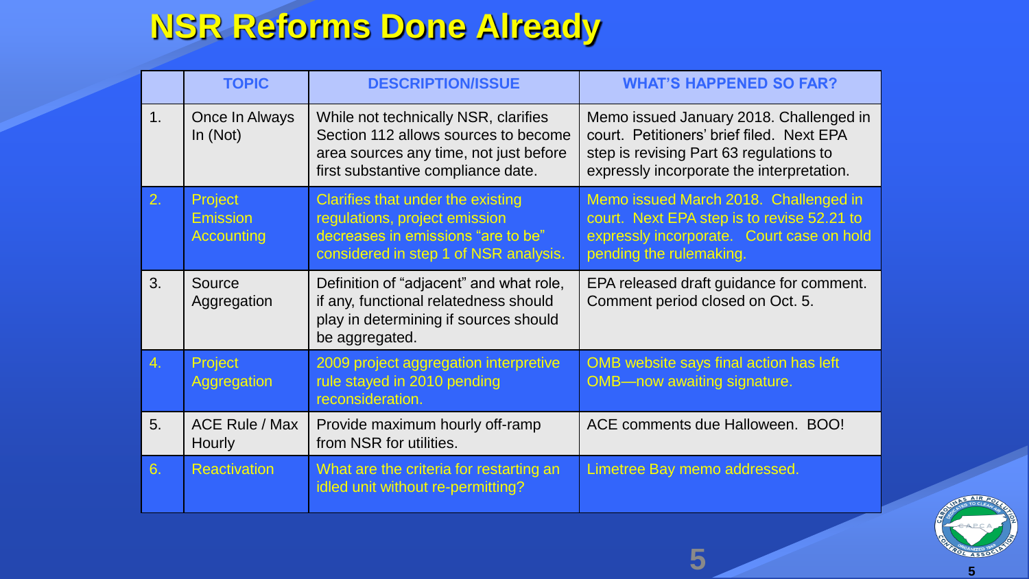# NSR Reforms Done Already

| | TOPIC | DESCRIPTION/ISSUE | WHAT'S HAPPENED SO FAR? |
|---|---|---|---|
| 1. | Once In Always In (Not) | While not technically NSR, clarifies Section 112 allows sources to become area sources any time, not just before first substantive compliance date. | Memo issued January 2018. Challenged in court. Petitioners' brief filed. Next EPA step is revising Part 63 regulations to expressly incorporate the interpretation. |
| 2. | Project Emission Accounting | Clarifies that under the existing regulations, project emission decreases in emissions "are to be" considered in step 1 of NSR analysis. | Memo issued March 2018. Challenged in court. Next EPA step is to revise 52.21 to expressly incorporate. Court case on hold pending the rulemaking. |
| 3. | Source Aggregation | Definition of "adjacent" and what role, if any, functional relatedness should play in determining if sources should be aggregated. | EPA released draft guidance for comment. Comment period closed on Oct. 5. |
| 4. | Project Aggregation | 2009 project aggregation interpretive rule stayed in 2010 pending reconsideration. | OMB website says final action has left OMB—now awaiting signature. |
| 5. | ACE Rule / Max Hourly | Provide maximum hourly off-ramp from NSR for utilities. | ACE comments due Halloween. BOO! |
| 6. | Reactivation | What are the criteria for restarting an idled unit without re-permitting? | Limetree Bay memo addressed. |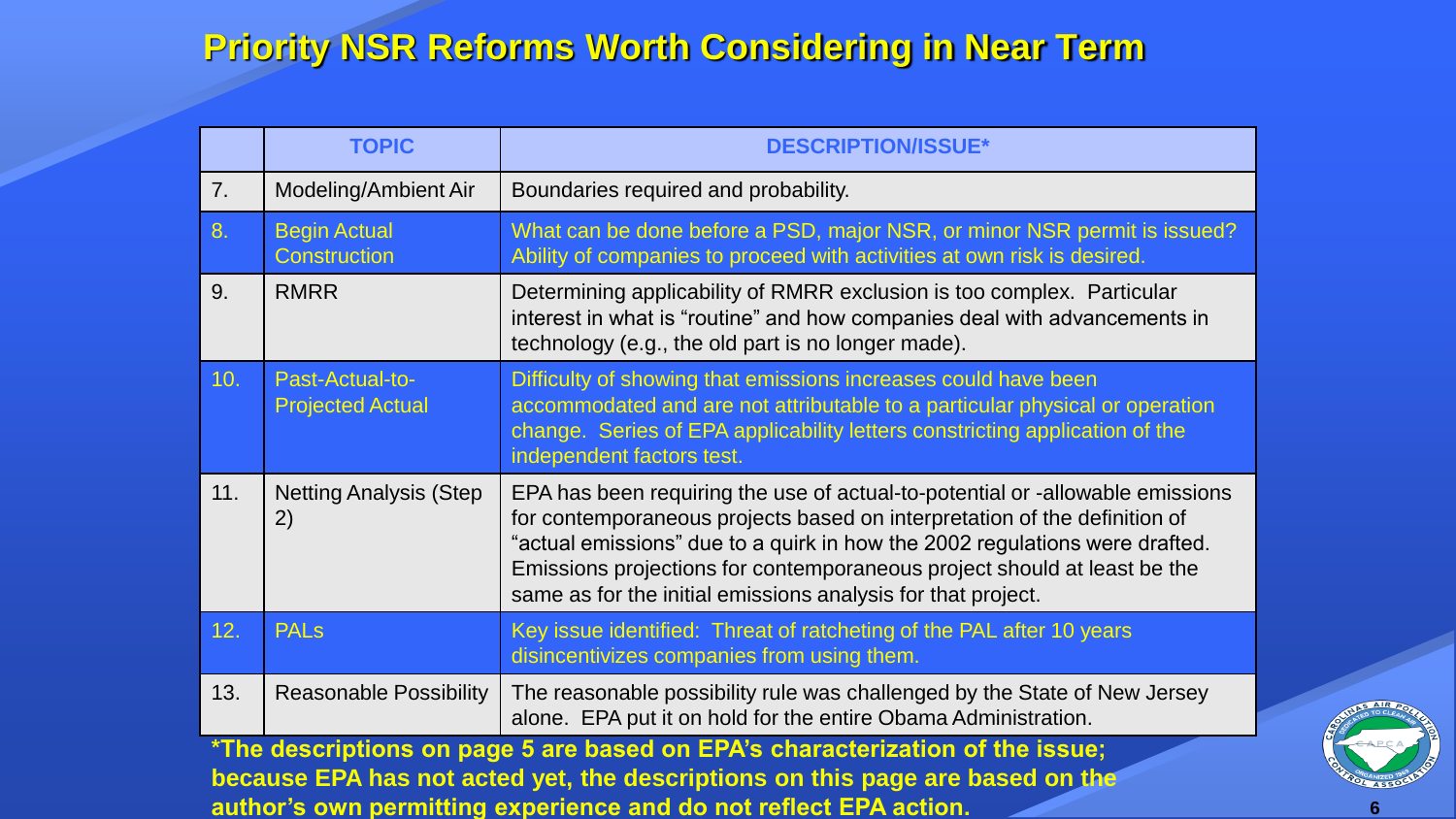# Priority NSR Reforms Worth Considering in Near Term

| | TOPIC | DESCRIPTION/ISSUE* |
|---|---|---|
| 7. | Modeling/Ambient Air | Boundaries required and probability. |
| 8. | Begin Actual Construction | What can be done before a PSD, major NSR, or minor NSR permit is issued? Ability of companies to proceed with activities at own risk is desired. |
| 9. | RMRR | Determining applicability of RMRR exclusion is too complex. Particular interest in what is "routine" and how companies deal with advancements in technology (e.g., the old part is no longer made). |
| 10. | Past-Actual-to-Projected Actual | Difficulty of showing that emissions increases could have been accommodated and are not attributable to a particular physical or operation change. Series of EPA applicability letters constricting application of the independent factors test. |
| 11. | Netting Analysis (Step 2) | EPA has been requiring the use of actual-to-potential or -allowable emissions for contemporaneous projects based on interpretation of the definition of "actual emissions" due to a quirk in how the 2002 regulations were drafted. Emissions projections for contemporaneous project should at least be the same as for the initial emissions analysis for that project. |
| 12. | PALs | Key issue identified: Threat of ratcheting of the PAL after 10 years disincentivizes companies from using them. |
| 13. | Reasonable Possibility | The reasonable possibility rule was challenged by the State of New Jersey alone. EPA put it on hold for the entire Obama Administration. |

**\*The descriptions on page 5 are based on EPA's characterization of the issue; because EPA has not acted yet, the descriptions on this page are based on the author's own permitting experience and do not reflect EPA action.**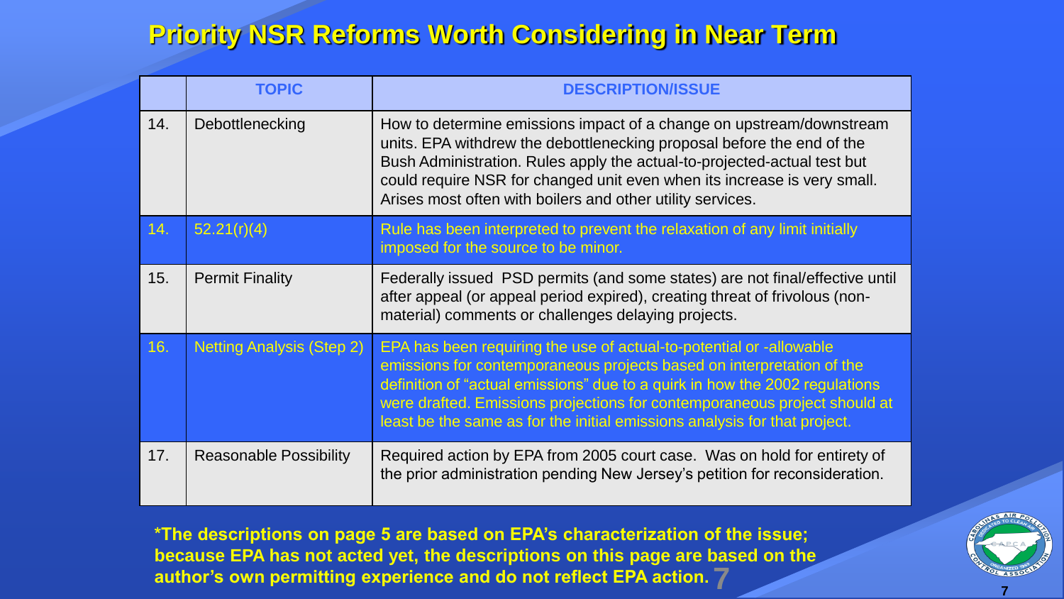# Priority NSR Reforms Worth Considering in Near Term

| | TOPIC | DESCRIPTION/ISSUE |
|---|---|---|
| 14. | Debottlenecking | How to determine emissions impact of a change on upstream/downstream units. EPA withdrew the debottlenecking proposal before the end of the Bush Administration. Rules apply the actual-to-projected-actual test but could require NSR for changed unit even when its increase is very small. Arises most often with boilers and other utility services. |
| 14. | 52.21(r)(4) | Rule has been interpreted to prevent the relaxation of any limit initially imposed for the source to be minor. |
| 15. | Permit Finality | Federally issued PSD permits (and some states) are not final/effective until after appeal (or appeal period expired), creating threat of frivolous (non-material) comments or challenges delaying projects. |
| 16. | Netting Analysis (Step 2) | EPA has been requiring the use of actual-to-potential or -allowable emissions for contemporaneous projects based on interpretation of the definition of "actual emissions" due to a quirk in how the 2002 regulations were drafted. Emissions projections for contemporaneous project should at least be the same as for the initial emissions analysis for that project. |
| 17. | Reasonable Possibility | Required action by EPA from 2005 court case. Was on hold for entirety of the prior administration pending New Jersey's petition for reconsideration. |

**\*The descriptions on page 5 are based on EPA's characterization of the issue; because EPA has not acted yet, the descriptions on this page are based on the author's own permitting experience and do not reflect EPA action.**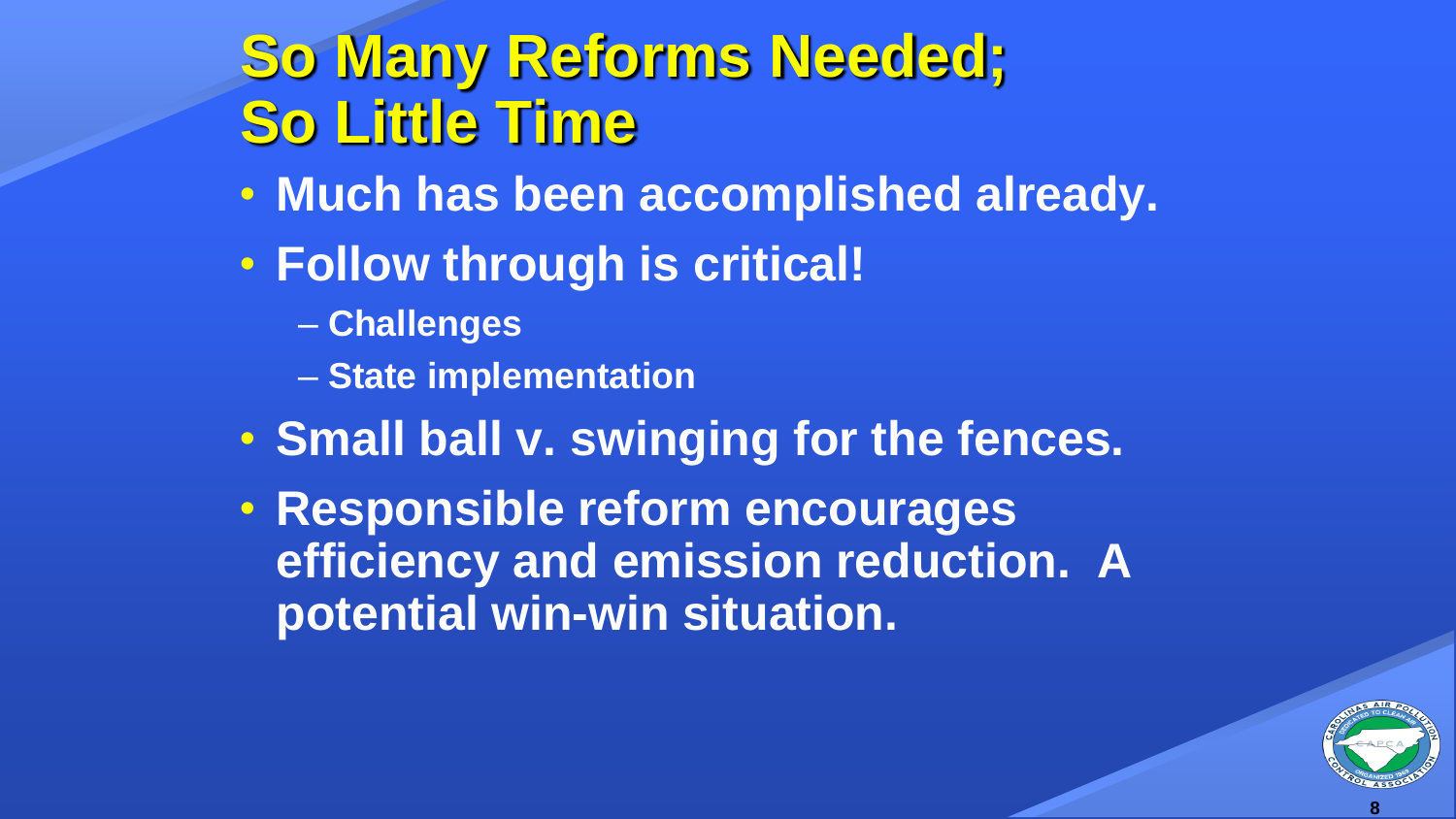# So Many Reforms Needed; So Little Time

- **Much has been accomplished already.**
- **Follow through is critical!**
  - **Challenges**
  - **State implementation**
- **Small ball v. swinging for the fences.**
- **Responsible reform encourages efficiency and emission reduction. A potential win-win situation.**